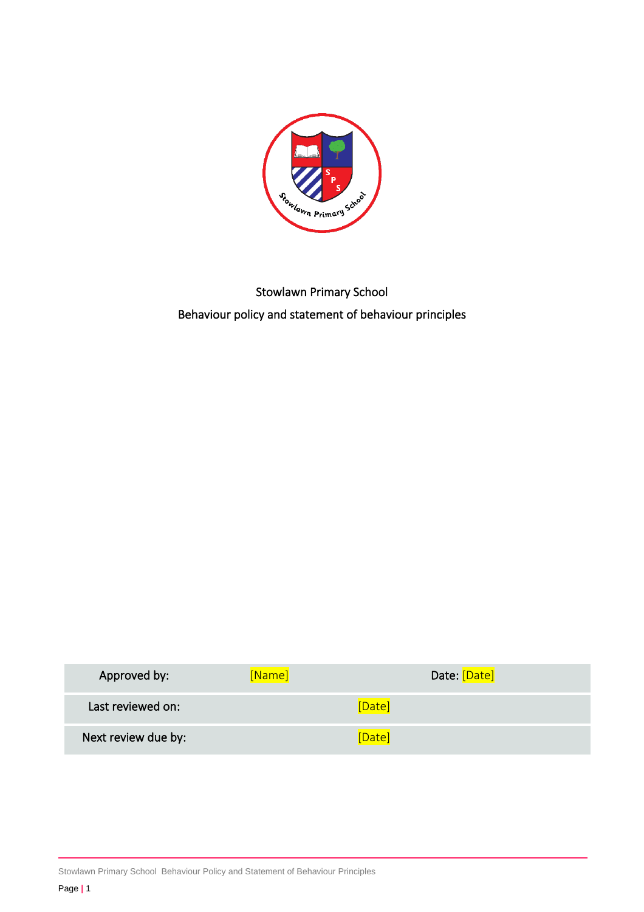Stowlawn Primary School

Behaviour policy and statement of behaviour principles

| Approved by: | [Name] | Date: [Date] |
| --- | --- | --- |
| Last reviewed on: | [Date] | |
| Next review due by: | [Date] | |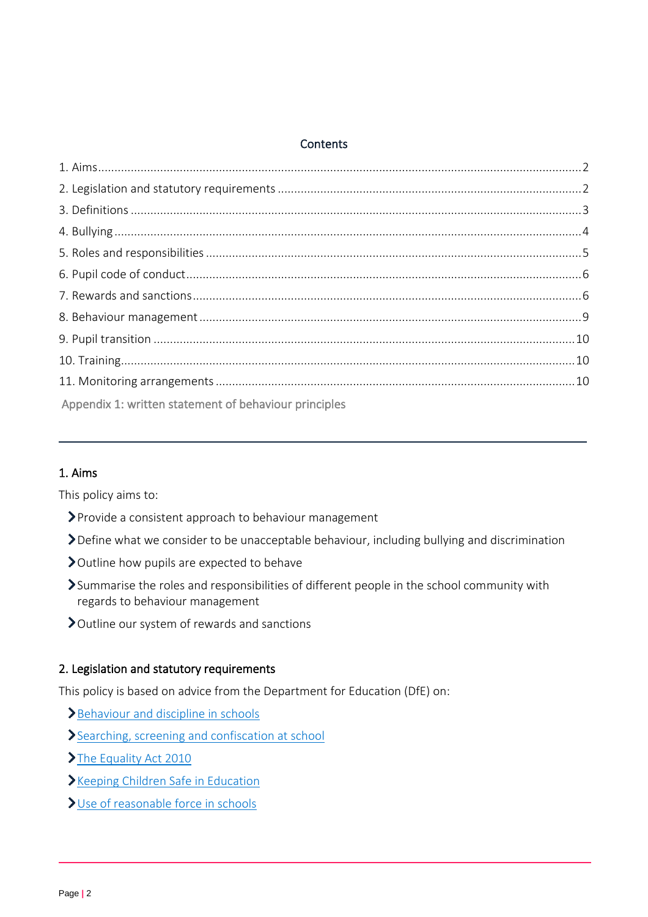## Contents

1. Aims ..... 2
2. Legislation and statutory requirements ..... 2
3. Definitions ..... 3
4. Bullying ..... 4
5. Roles and responsibilities ..... 5
6. Pupil code of conduct ..... 6
7. Rewards and sanctions ..... 6
8. Behaviour management ..... 9
9. Pupil transition ..... 10
10. Training ..... 10
11. Monitoring arrangements ..... 10

Appendix 1: written statement of behaviour principles

---

## 1. Aims

This policy aims to:

- Provide a consistent approach to behaviour management
- Define what we consider to be unacceptable behaviour, including bullying and discrimination
- Outline how pupils are expected to behave
- Summarise the roles and responsibilities of different people in the school community with regards to behaviour management
- Outline our system of rewards and sanctions

## 2. Legislation and statutory requirements

This policy is based on advice from the Department for Education (DfE) on:

- Behaviour and discipline in schools
- Searching, screening and confiscation at school
- The Equality Act 2010
- Keeping Children Safe in Education
- Use of reasonable force in schools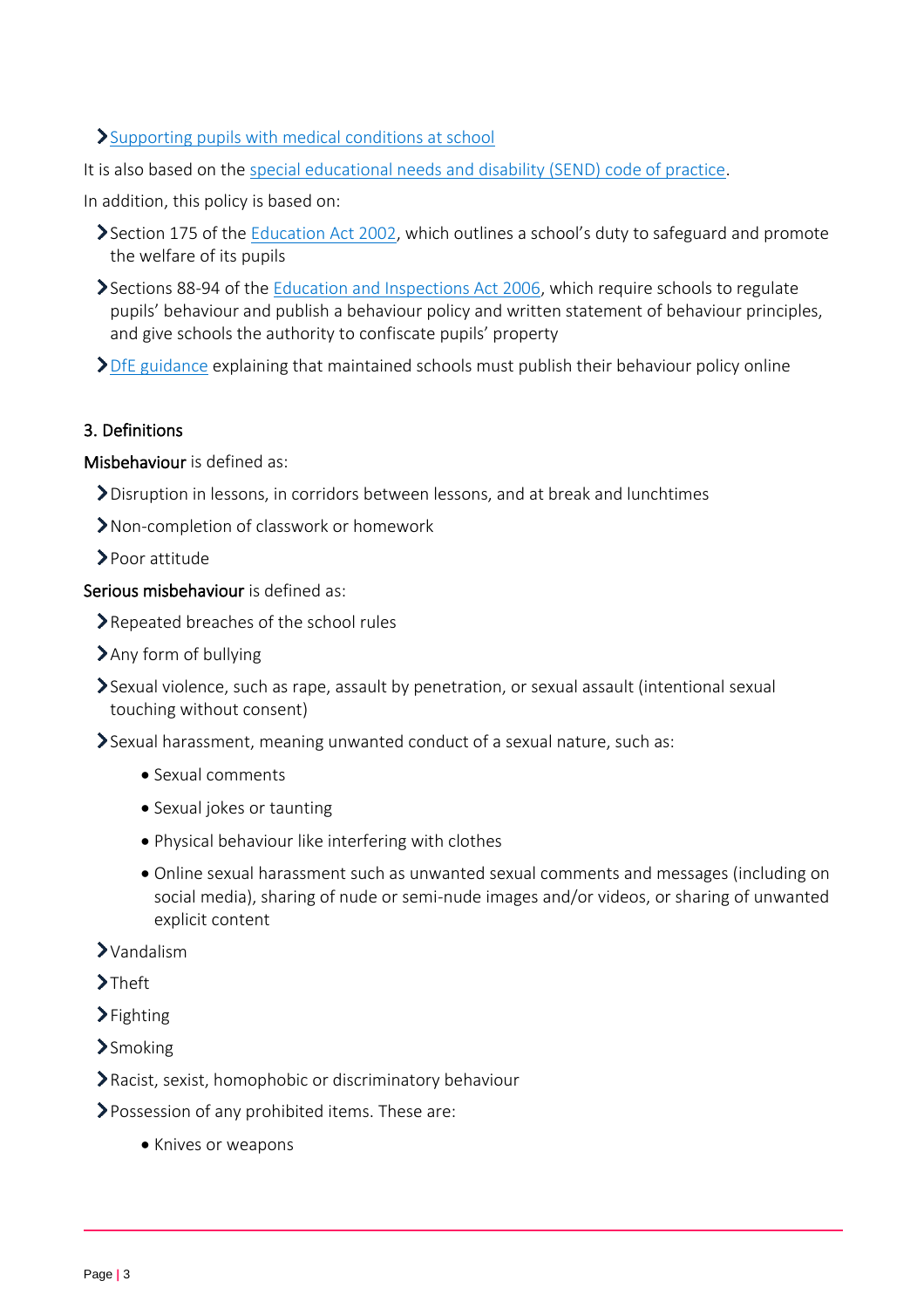- Supporting pupils with medical conditions at school

It is also based on the special educational needs and disability (SEND) code of practice.

In addition, this policy is based on:

- Section 175 of the Education Act 2002, which outlines a school's duty to safeguard and promote the welfare of its pupils
- Sections 88-94 of the Education and Inspections Act 2006, which require schools to regulate pupils' behaviour and publish a behaviour policy and written statement of behaviour principles, and give schools the authority to confiscate pupils' property
- DfE guidance explaining that maintained schools must publish their behaviour policy online

## 3. Definitions

**Misbehaviour** is defined as:

- Disruption in lessons, in corridors between lessons, and at break and lunchtimes
- Non-completion of classwork or homework
- Poor attitude

**Serious misbehaviour** is defined as:

- Repeated breaches of the school rules
- Any form of bullying
- Sexual violence, such as rape, assault by penetration, or sexual assault (intentional sexual touching without consent)
- Sexual harassment, meaning unwanted conduct of a sexual nature, such as:
    - Sexual comments
    - Sexual jokes or taunting
    - Physical behaviour like interfering with clothes
    - Online sexual harassment such as unwanted sexual comments and messages (including on social media), sharing of nude or semi-nude images and/or videos, or sharing of unwanted explicit content
- Vandalism
- Theft
- Fighting
- Smoking
- Racist, sexist, homophobic or discriminatory behaviour
- Possession of any prohibited items. These are:
    - Knives or weapons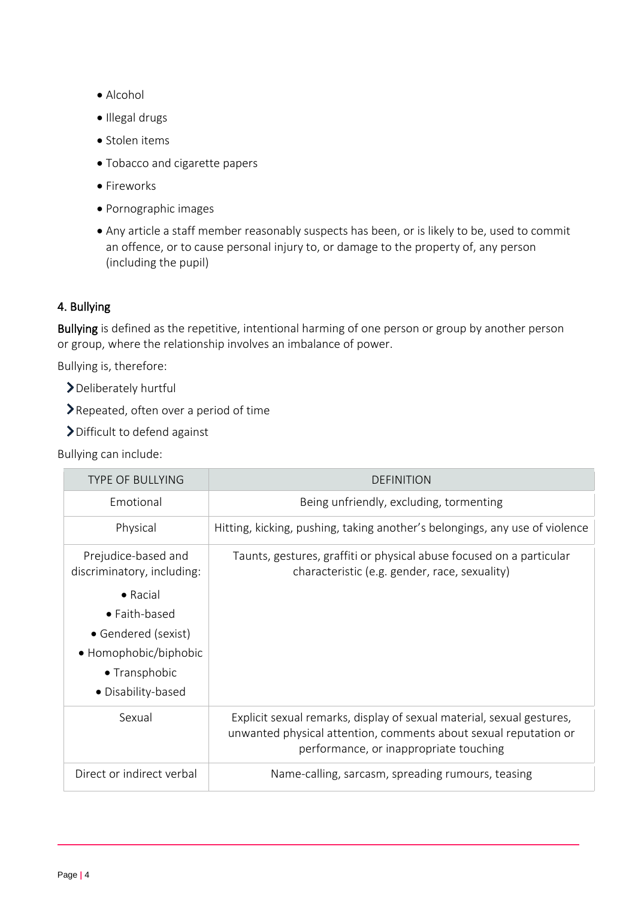- Alcohol
- Illegal drugs
- Stolen items
- Tobacco and cigarette papers
- Fireworks
- Pornographic images
- Any article a staff member reasonably suspects has been, or is likely to be, used to commit an offence, or to cause personal injury to, or damage to the property of, any person (including the pupil)

## 4. Bullying

**Bullying** is defined as the repetitive, intentional harming of one person or group by another person or group, where the relationship involves an imbalance of power.

Bullying is, therefore:

- Deliberately hurtful
- Repeated, often over a period of time
- Difficult to defend against

Bullying can include:

| TYPE OF BULLYING | DEFINITION |
|---|---|
| Emotional | Being unfriendly, excluding, tormenting |
| Physical | Hitting, kicking, pushing, taking another's belongings, any use of violence |
| Prejudice-based and discriminatory, including:<br>• Racial<br>• Faith-based<br>• Gendered (sexist)<br>• Homophobic/biphobic<br>• Transphobic<br>• Disability-based | Taunts, gestures, graffiti or physical abuse focused on a particular characteristic (e.g. gender, race, sexuality) |
| Sexual | Explicit sexual remarks, display of sexual material, sexual gestures, unwanted physical attention, comments about sexual reputation or performance, or inappropriate touching |
| Direct or indirect verbal | Name-calling, sarcasm, spreading rumours, teasing |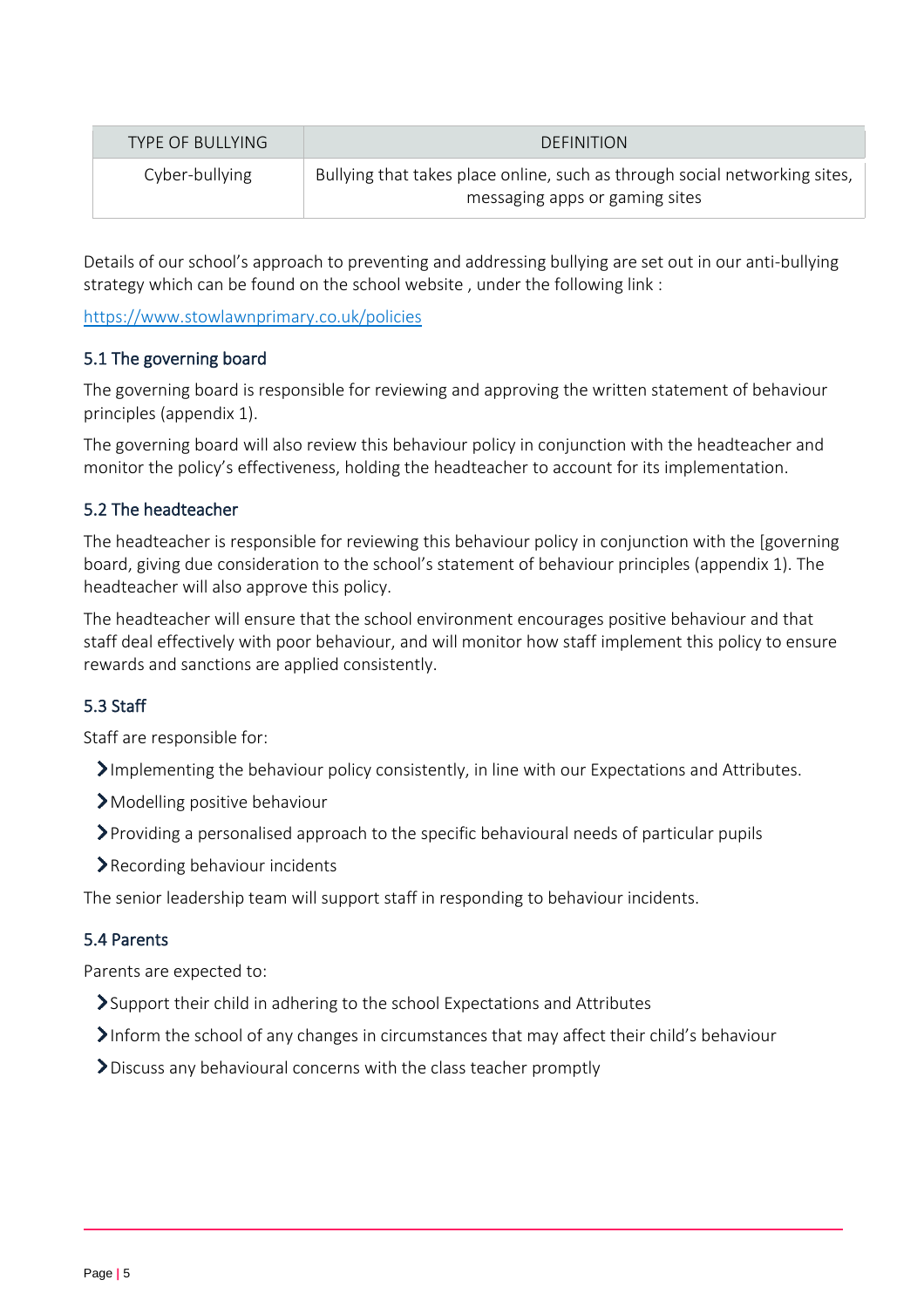| TYPE OF BULLYING | DEFINITION |
|---|---|
| Cyber-bullying | Bullying that takes place online, such as through social networking sites, messaging apps or gaming sites |

Details of our school's approach to preventing and addressing bullying are set out in our anti-bullying strategy which can be found on the school website , under the following link :

https://www.stowlawnprimary.co.uk/policies

### 5.1 The governing board

The governing board is responsible for reviewing and approving the written statement of behaviour principles (appendix 1).

The governing board will also review this behaviour policy in conjunction with the headteacher and monitor the policy's effectiveness, holding the headteacher to account for its implementation.

### 5.2 The headteacher

The headteacher is responsible for reviewing this behaviour policy in conjunction with the [governing board, giving due consideration to the school's statement of behaviour principles (appendix 1). The headteacher will also approve this policy.

The headteacher will ensure that the school environment encourages positive behaviour and that staff deal effectively with poor behaviour, and will monitor how staff implement this policy to ensure rewards and sanctions are applied consistently.

### 5.3 Staff

Staff are responsible for:

- Implementing the behaviour policy consistently, in line with our Expectations and Attributes.
- Modelling positive behaviour
- Providing a personalised approach to the specific behavioural needs of particular pupils
- Recording behaviour incidents

The senior leadership team will support staff in responding to behaviour incidents.

### 5.4 Parents

Parents are expected to:

- Support their child in adhering to the school Expectations and Attributes
- Inform the school of any changes in circumstances that may affect their child's behaviour
- Discuss any behavioural concerns with the class teacher promptly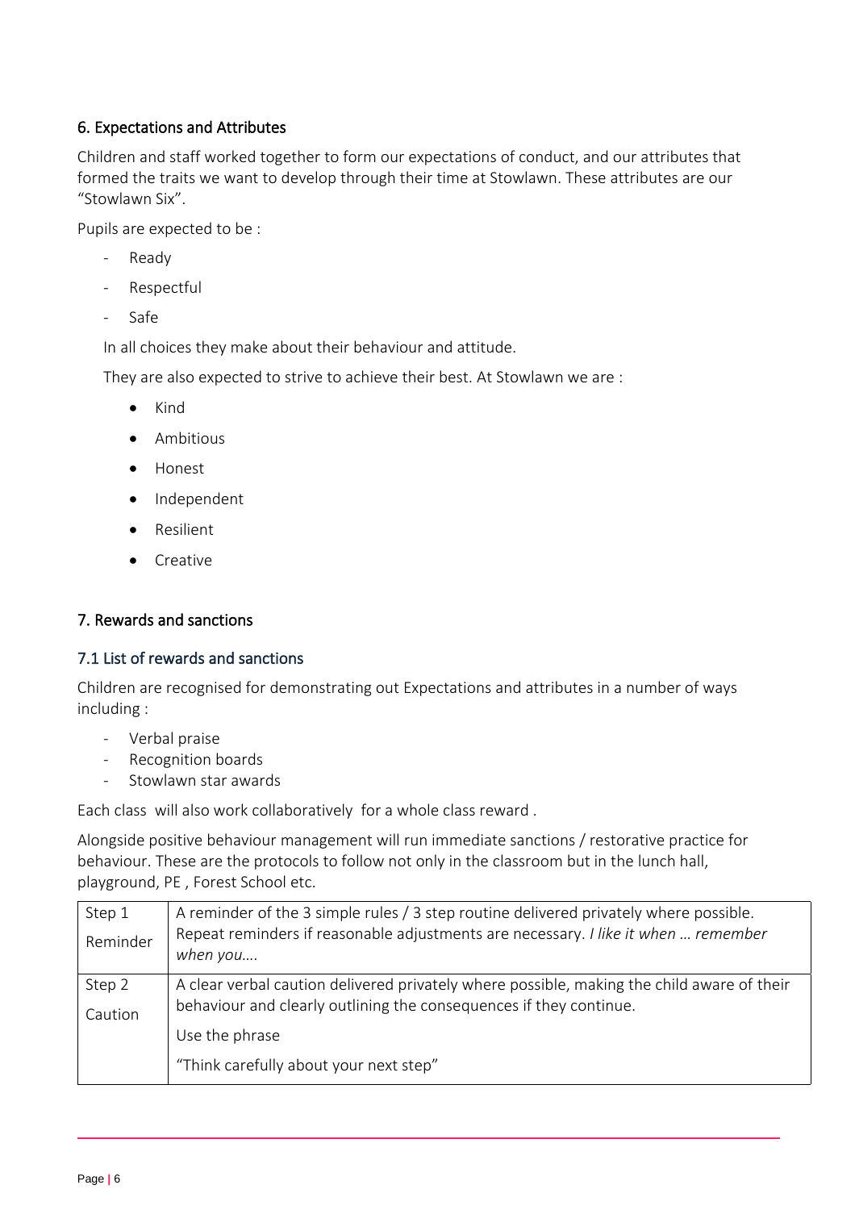## 6. Expectations and Attributes

Children and staff worked together to form our expectations of conduct, and our attributes that formed the traits we want to develop through their time at Stowlawn. These attributes are our "Stowlawn Six".

Pupils are expected to be :

- Ready
- Respectful
- Safe

In all choices they make about their behaviour and attitude.

They are also expected to strive to achieve their best. At Stowlawn we are :

- Kind
- Ambitious
- Honest
- Independent
- Resilient
- Creative

## 7. Rewards and sanctions

### 7.1 List of rewards and sanctions

Children are recognised for demonstrating out Expectations and attributes in a number of ways including :

- Verbal praise
- Recognition boards
- Stowlawn star awards

Each class will also work collaboratively for a whole class reward .

Alongside positive behaviour management will run immediate sanctions / restorative practice for behaviour. These are the protocols to follow not only in the classroom but in the lunch hall, playground, PE , Forest School etc.

| | |
|---|---|
| Step 1<br>Reminder | A reminder of the 3 simple rules / 3 step routine delivered privately where possible. Repeat reminders if reasonable adjustments are necessary. *I like it when … remember when you….* |
| Step 2<br>Caution | A clear verbal caution delivered privately where possible, making the child aware of their behaviour and clearly outlining the consequences if they continue.<br>Use the phrase<br>"Think carefully about your next step" |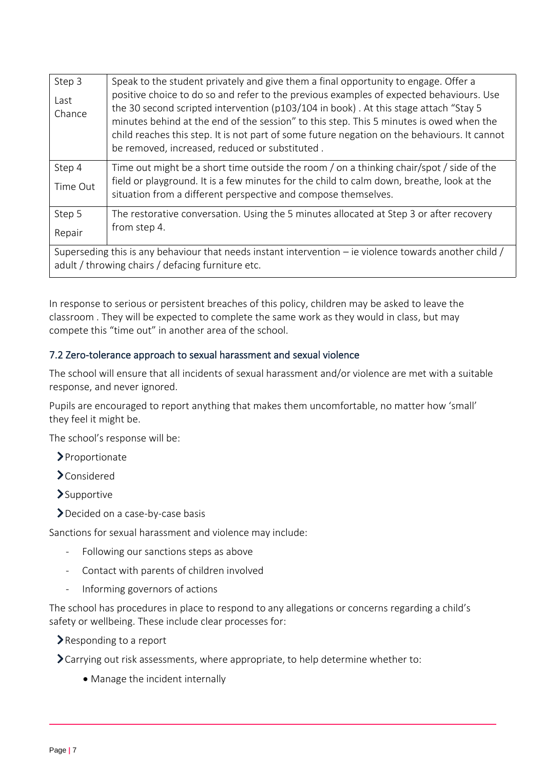| Step | Description |
| --- | --- |
| Step 3<br>Last Chance | Speak to the student privately and give them a final opportunity to engage. Offer a positive choice to do so and refer to the previous examples of expected behaviours. Use the 30 second scripted intervention (p103/104 in book) . At this stage attach "Stay 5 minutes behind at the end of the session" to this step. This 5 minutes is owed when the child reaches this step. It is not part of some future negation on the behaviours. It cannot be removed, increased, reduced or substituted . |
| Step 4<br>Time Out | Time out might be a short time outside the room / on a thinking chair/spot / side of the field or playground. It is a few minutes for the child to calm down, breathe, look at the situation from a different perspective and compose themselves. |
| Step 5<br>Repair | The restorative conversation. Using the 5 minutes allocated at Step 3 or after recovery from step 4. |
| Superseding this is any behaviour that needs instant intervention – ie violence towards another child / adult / throwing chairs / defacing furniture etc. | |

In response to serious or persistent breaches of this policy, children may be asked to leave the classroom . They will be expected to complete the same work as they would in class, but may compete this "time out" in another area of the school.

### 7.2 Zero-tolerance approach to sexual harassment and sexual violence

The school will ensure that all incidents of sexual harassment and/or violence are met with a suitable response, and never ignored.

Pupils are encouraged to report anything that makes them uncomfortable, no matter how 'small' they feel it might be.

The school's response will be:

- Proportionate
- Considered
- Supportive
- Decided on a case-by-case basis

Sanctions for sexual harassment and violence may include:

- Following our sanctions steps as above
- Contact with parents of children involved
- Informing governors of actions

The school has procedures in place to respond to any allegations or concerns regarding a child's safety or wellbeing. These include clear processes for:

- Responding to a report
- Carrying out risk assessments, where appropriate, to help determine whether to:
    - Manage the incident internally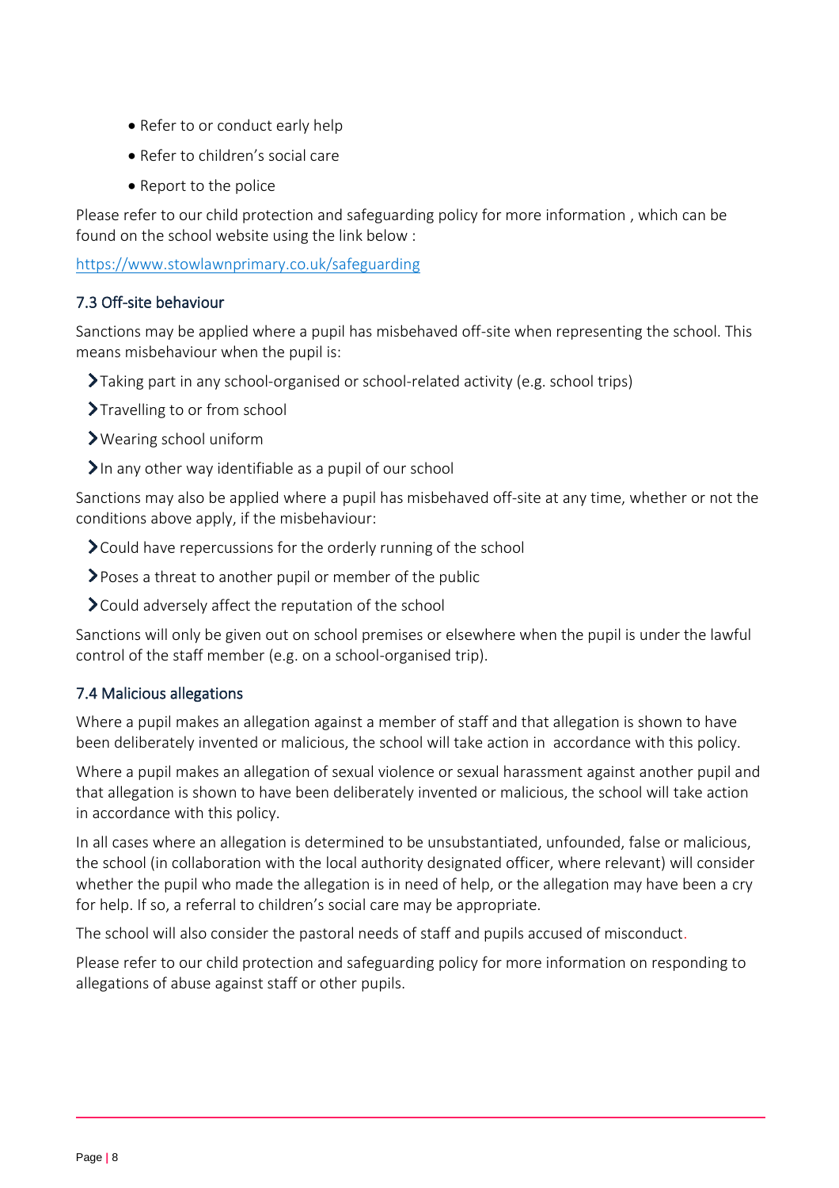- Refer to or conduct early help
- Refer to children's social care
- Report to the police

Please refer to our child protection and safeguarding policy for more information , which can be found on the school website using the link below :

https://www.stowlawnprimary.co.uk/safeguarding

### 7.3 Off-site behaviour

Sanctions may be applied where a pupil has misbehaved off-site when representing the school. This means misbehaviour when the pupil is:

- Taking part in any school-organised or school-related activity (e.g. school trips)
- Travelling to or from school
- Wearing school uniform
- In any other way identifiable as a pupil of our school

Sanctions may also be applied where a pupil has misbehaved off-site at any time, whether or not the conditions above apply, if the misbehaviour:

- Could have repercussions for the orderly running of the school
- Poses a threat to another pupil or member of the public
- Could adversely affect the reputation of the school

Sanctions will only be given out on school premises or elsewhere when the pupil is under the lawful control of the staff member (e.g. on a school-organised trip).

### 7.4 Malicious allegations

Where a pupil makes an allegation against a member of staff and that allegation is shown to have been deliberately invented or malicious, the school will take action in accordance with this policy.

Where a pupil makes an allegation of sexual violence or sexual harassment against another pupil and that allegation is shown to have been deliberately invented or malicious, the school will take action in accordance with this policy.

In all cases where an allegation is determined to be unsubstantiated, unfounded, false or malicious, the school (in collaboration with the local authority designated officer, where relevant) will consider whether the pupil who made the allegation is in need of help, or the allegation may have been a cry for help. If so, a referral to children's social care may be appropriate.

The school will also consider the pastoral needs of staff and pupils accused of misconduct.

Please refer to our child protection and safeguarding policy for more information on responding to allegations of abuse against staff or other pupils.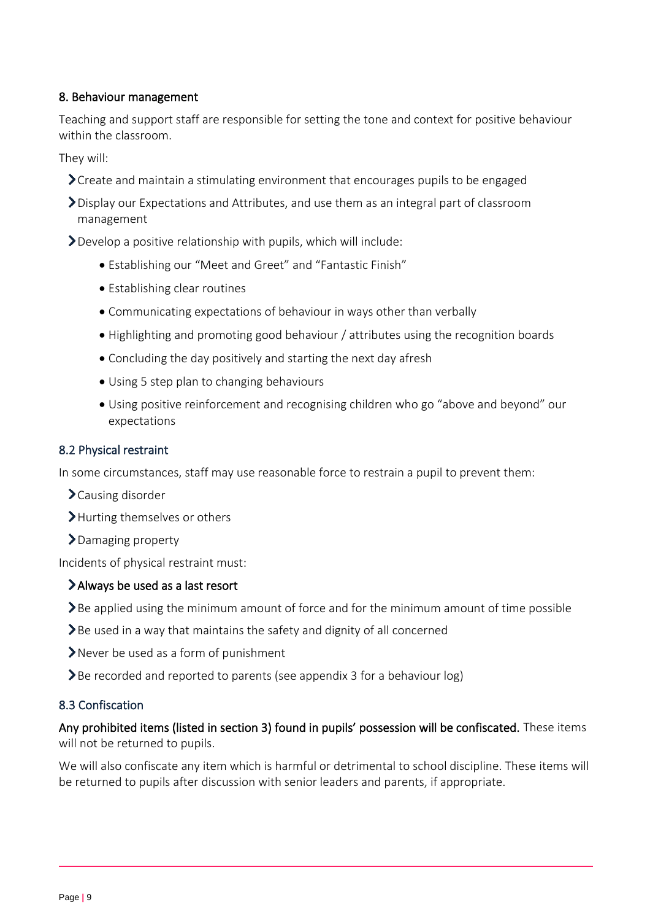## 8. Behaviour management

Teaching and support staff are responsible for setting the tone and context for positive behaviour within the classroom.

They will:

- Create and maintain a stimulating environment that encourages pupils to be engaged
- Display our Expectations and Attributes, and use them as an integral part of classroom management
- Develop a positive relationship with pupils, which will include:
    - Establishing our "Meet and Greet" and "Fantastic Finish"
    - Establishing clear routines
    - Communicating expectations of behaviour in ways other than verbally
    - Highlighting and promoting good behaviour / attributes using the recognition boards
    - Concluding the day positively and starting the next day afresh
    - Using 5 step plan to changing behaviours
    - Using positive reinforcement and recognising children who go "above and beyond" our expectations

## 8.2 Physical restraint

In some circumstances, staff may use reasonable force to restrain a pupil to prevent them:

- Causing disorder
- Hurting themselves or others
- Damaging property

Incidents of physical restraint must:

- **Always be used as a last resort**
- Be applied using the minimum amount of force and for the minimum amount of time possible
- Be used in a way that maintains the safety and dignity of all concerned
- Never be used as a form of punishment
- Be recorded and reported to parents (see appendix 3 for a behaviour log)

## 8.3 Confiscation

**Any prohibited items (listed in section 3) found in pupils' possession will be confiscated.** These items will not be returned to pupils.

We will also confiscate any item which is harmful or detrimental to school discipline. These items will be returned to pupils after discussion with senior leaders and parents, if appropriate.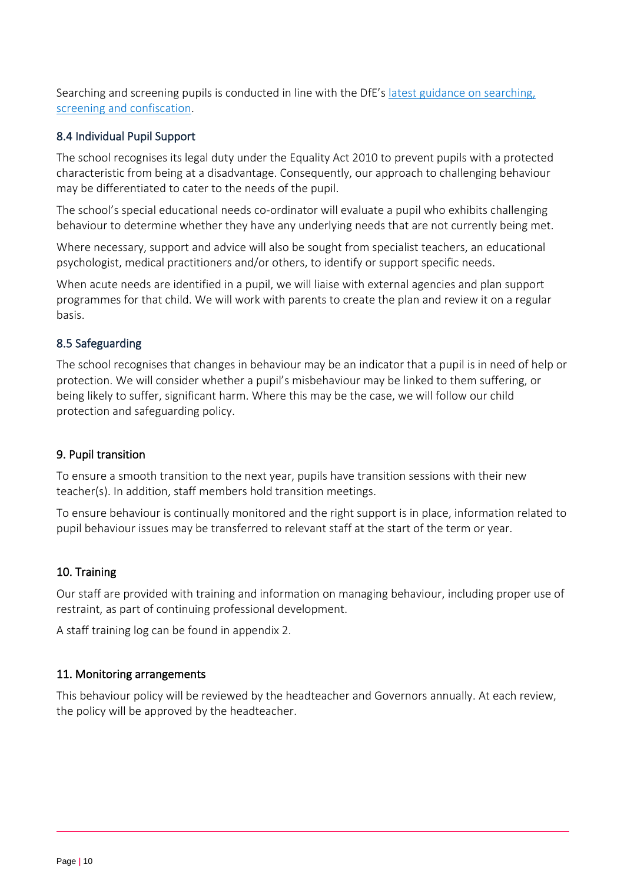Searching and screening pupils is conducted in line with the DfE's [latest guidance on searching, screening and confiscation](#).

### 8.4 Individual Pupil Support

The school recognises its legal duty under the Equality Act 2010 to prevent pupils with a protected characteristic from being at a disadvantage. Consequently, our approach to challenging behaviour may be differentiated to cater to the needs of the pupil.

The school's special educational needs co-ordinator will evaluate a pupil who exhibits challenging behaviour to determine whether they have any underlying needs that are not currently being met.

Where necessary, support and advice will also be sought from specialist teachers, an educational psychologist, medical practitioners and/or others, to identify or support specific needs.

When acute needs are identified in a pupil, we will liaise with external agencies and plan support programmes for that child. We will work with parents to create the plan and review it on a regular basis.

### 8.5 Safeguarding

The school recognises that changes in behaviour may be an indicator that a pupil is in need of help or protection. We will consider whether a pupil's misbehaviour may be linked to them suffering, or being likely to suffer, significant harm. Where this may be the case, we will follow our child protection and safeguarding policy.

## 9. Pupil transition

To ensure a smooth transition to the next year, pupils have transition sessions with their new teacher(s). In addition, staff members hold transition meetings.

To ensure behaviour is continually monitored and the right support is in place, information related to pupil behaviour issues may be transferred to relevant staff at the start of the term or year.

## 10. Training

Our staff are provided with training and information on managing behaviour, including proper use of restraint, as part of continuing professional development.

A staff training log can be found in appendix 2.

## 11. Monitoring arrangements

This behaviour policy will be reviewed by the headteacher and Governors annually. At each review, the policy will be approved by the headteacher.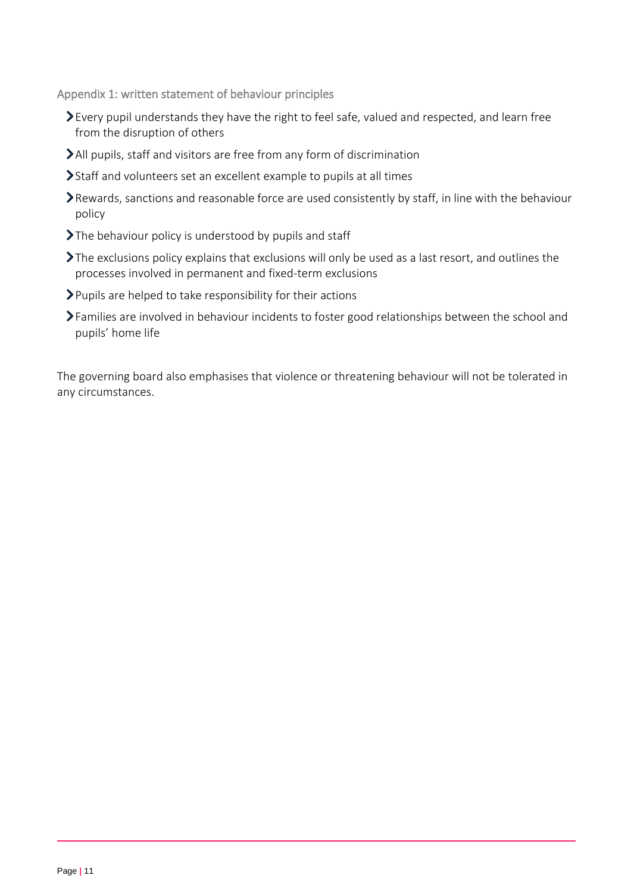## Appendix 1: written statement of behaviour principles

- Every pupil understands they have the right to feel safe, valued and respected, and learn free from the disruption of others
- All pupils, staff and visitors are free from any form of discrimination
- Staff and volunteers set an excellent example to pupils at all times
- Rewards, sanctions and reasonable force are used consistently by staff, in line with the behaviour policy
- The behaviour policy is understood by pupils and staff
- The exclusions policy explains that exclusions will only be used as a last resort, and outlines the processes involved in permanent and fixed-term exclusions
- Pupils are helped to take responsibility for their actions
- Families are involved in behaviour incidents to foster good relationships between the school and pupils' home life

The governing board also emphasises that violence or threatening behaviour will not be tolerated in any circumstances.